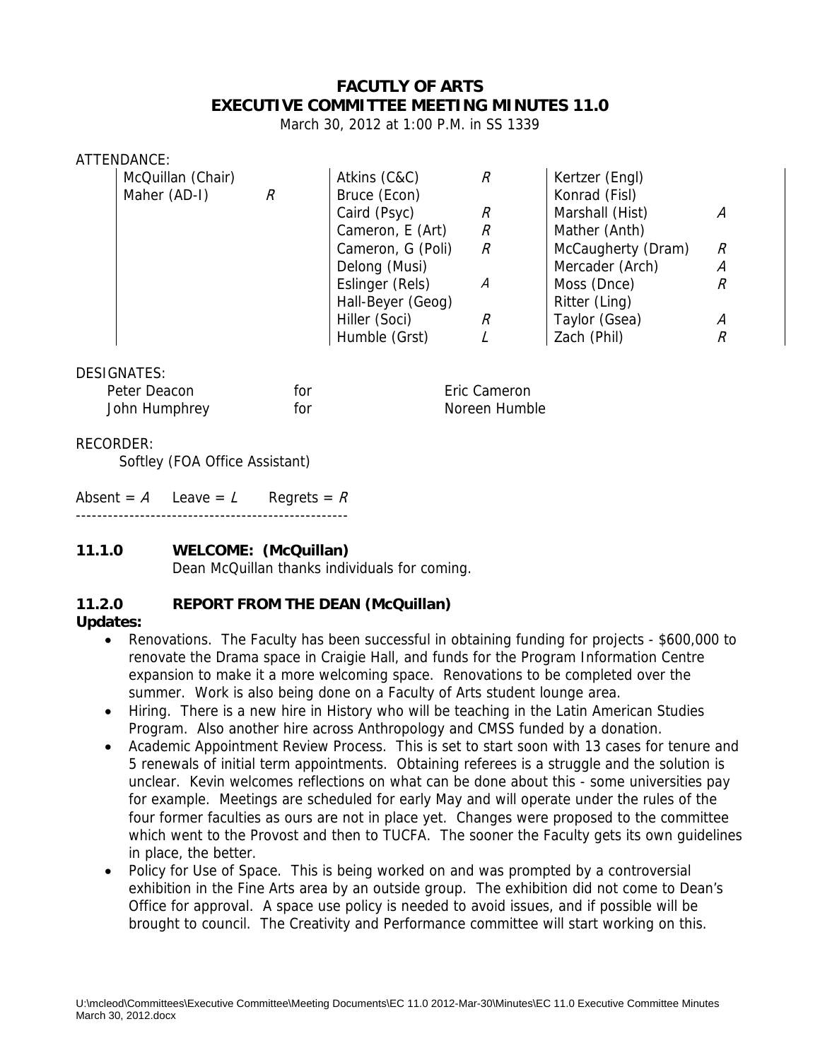# FACUTLY OF ARTS
# EXECUTIVE COMMITTEE MEETING MINUTES 11.0

March 30, 2012 at 1:00 P.M. in SS 1339

ATTENDANCE:

| | | | | | |
|---|---|---|---|---|---|
| McQuillan (Chair) | | Atkins (C&C) | *R* | Kertzer (Engl) | |
| Maher (AD-I) | *R* | Bruce (Econ) | | Konrad (Fisl) | |
| | | Caird (Psyc) | *R* | Marshall (Hist) | *A* |
| | | Cameron, E (Art) | *R* | Mather (Anth) | |
| | | Cameron, G (Poli) | *R* | McCaugherty (Dram) | *R* |
| | | Delong (Musi) | | Mercader (Arch) | *A* |
| | | Eslinger (Rels) | *A* | Moss (Dnce) | *R* |
| | | Hall-Beyer (Geog) | | Ritter (Ling) | |
| | | Hiller (Soci) | *R* | Taylor (Gsea) | *A* |
| | | Humble (Grst) | *L* | Zach (Phil) | *R* |

DESIGNATES:

| | | |
|---|---|---|
| Peter Deacon | for | Eric Cameron |
| John Humphrey | for | Noreen Humble |

RECORDER:

Softley (FOA Office Assistant)

Absent = *A* Leave = *L* Regrets = *R*

---

### 11.1.0 WELCOME: (McQuillan)

Dean McQuillan thanks individuals for coming.

### 11.2.0 REPORT FROM THE DEAN (McQuillan)

**Updates:**

- Renovations. The Faculty has been successful in obtaining funding for projects - $600,000 to renovate the Drama space in Craigie Hall, and funds for the Program Information Centre expansion to make it a more welcoming space. Renovations to be completed over the summer. Work is also being done on a Faculty of Arts student lounge area.
- Hiring. There is a new hire in History who will be teaching in the Latin American Studies Program. Also another hire across Anthropology and CMSS funded by a donation.
- Academic Appointment Review Process. This is set to start soon with 13 cases for tenure and 5 renewals of initial term appointments. Obtaining referees is a struggle and the solution is unclear. Kevin welcomes reflections on what can be done about this - some universities pay for example. Meetings are scheduled for early May and will operate under the rules of the four former faculties as ours are not in place yet. Changes were proposed to the committee which went to the Provost and then to TUCFA. The sooner the Faculty gets its own guidelines in place, the better.
- Policy for Use of Space. This is being worked on and was prompted by a controversial exhibition in the Fine Arts area by an outside group. The exhibition did not come to Dean's Office for approval. A space use policy is needed to avoid issues, and if possible will be brought to council. The Creativity and Performance committee will start working on this.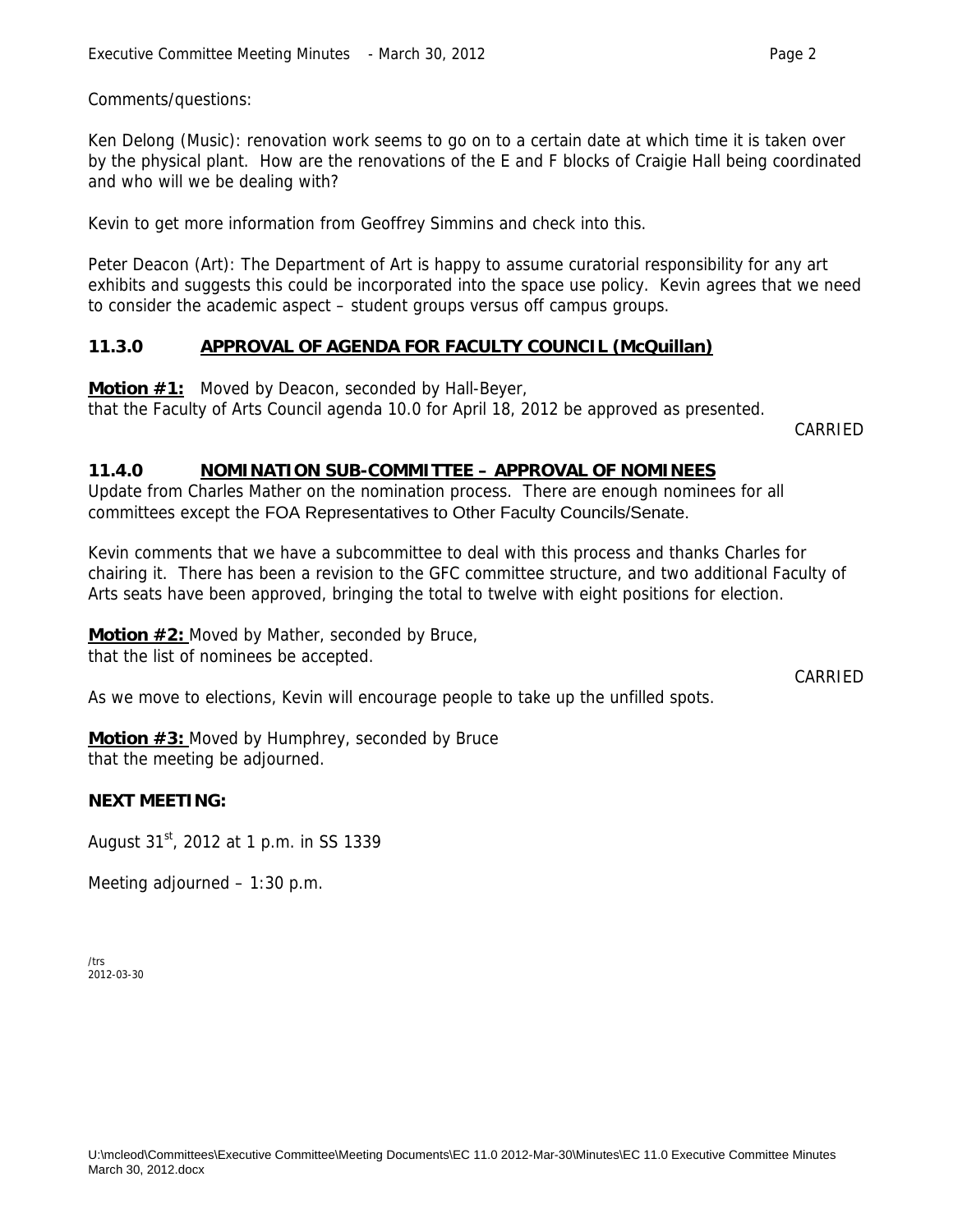Comments/questions:

Ken Delong (Music): renovation work seems to go on to a certain date at which time it is taken over by the physical plant. How are the renovations of the E and F blocks of Craigie Hall being coordinated and who will we be dealing with?

Kevin to get more information from Geoffrey Simmins and check into this.

Peter Deacon (Art): The Department of Art is happy to assume curatorial responsibility for any art exhibits and suggests this could be incorporated into the space use policy. Kevin agrees that we need to consider the academic aspect – student groups versus off campus groups.

### 11.3.0 APPROVAL OF AGENDA FOR FACULTY COUNCIL (McQuillan)

**Motion #1:** Moved by Deacon, seconded by Hall-Beyer,
that the Faculty of Arts Council agenda 10.0 for April 18, 2012 be approved as presented.

CARRIED

### 11.4.0 NOMINATION SUB-COMMITTEE – APPROVAL OF NOMINEES

Update from Charles Mather on the nomination process. There are enough nominees for all committees except the FOA Representatives to Other Faculty Councils/Senate.

Kevin comments that we have a subcommittee to deal with this process and thanks Charles for chairing it. There has been a revision to the GFC committee structure, and two additional Faculty of Arts seats have been approved, bringing the total to twelve with eight positions for election.

**Motion #2:** Moved by Mather, seconded by Bruce,
that the list of nominees be accepted.

CARRIED

As we move to elections, Kevin will encourage people to take up the unfilled spots.

**Motion #3:** Moved by Humphrey, seconded by Bruce
that the meeting be adjourned.

**NEXT MEETING:**

August 31st, 2012 at 1 p.m. in SS 1339

Meeting adjourned – 1:30 p.m.

/trs
2012-03-30

U:\mcleod\Committees\Executive Committee\Meeting Documents\EC 11.0 2012-Mar-30\Minutes\EC 11.0 Executive Committee Minutes March 30, 2012.docx